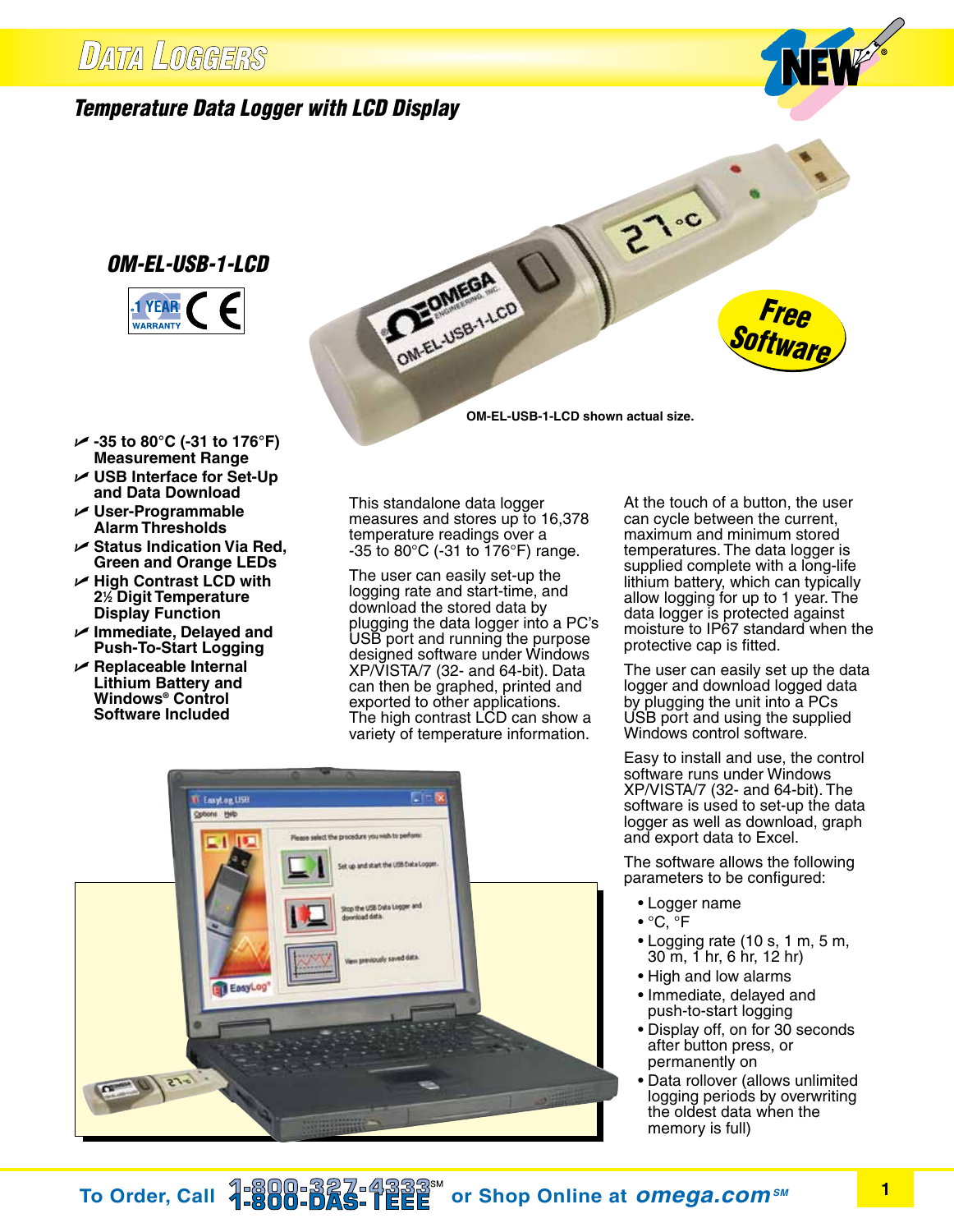# Data Loggers

## Temperature Data Logger with LCD Display

**OM-EL-USB-1-LCD**

1 YEAR WARRANTY

Free Software

OM-EL-USB-1-LCD shown actual size.

- **-35 to 80°C (-31 to 176°F) Measurement Range**
- **USB Interface for Set-Up and Data Download**
- **User-Programmable Alarm Thresholds**
- **Status Indication Via Red, Green and Orange LEDs**
- **High Contrast LCD with 2½ Digit Temperature Display Function**
- **Immediate, Delayed and Push-To-Start Logging**
- **Replaceable Internal Lithium Battery and Windows® Control Software Included**

This standalone data logger measures and stores up to 16,378 temperature readings over a -35 to 80°C (-31 to 176°F) range.

The user can easily set-up the logging rate and start-time, and download the stored data by plugging the data logger into a PC's USB port and running the purpose designed software under Windows XP/VISTA/7 (32- and 64-bit). Data can then be graphed, printed and exported to other applications. The high contrast LCD can show a variety of temperature information.

At the touch of a button, the user can cycle between the current, maximum and minimum stored temperatures. The data logger is supplied complete with a long-life lithium battery, which can typically allow logging for up to 1 year. The data logger is protected against moisture to IP67 standard when the protective cap is fitted.

The user can easily set up the data logger and download logged data by plugging the unit into a PCs USB port and using the supplied Windows control software.

Easy to install and use, the control software runs under Windows XP/VISTA/7 (32- and 64-bit). The software is used to set-up the data logger as well as download, graph and export data to Excel.

The software allows the following parameters to be configured:

- Logger name
- °C, °F
- Logging rate (10 s, 1 m, 5 m, 30 m, 1 hr, 6 hr, 12 hr)
- High and low alarms
- Immediate, delayed and push-to-start logging
- Display off, on for 30 seconds after button press, or permanently on
- Data rollover (allows unlimited logging periods by overwriting the oldest data when the memory is full)

To Order, Call 1-800-827-4333 / 1-800-DAS-IEEE or Shop Online at omega.com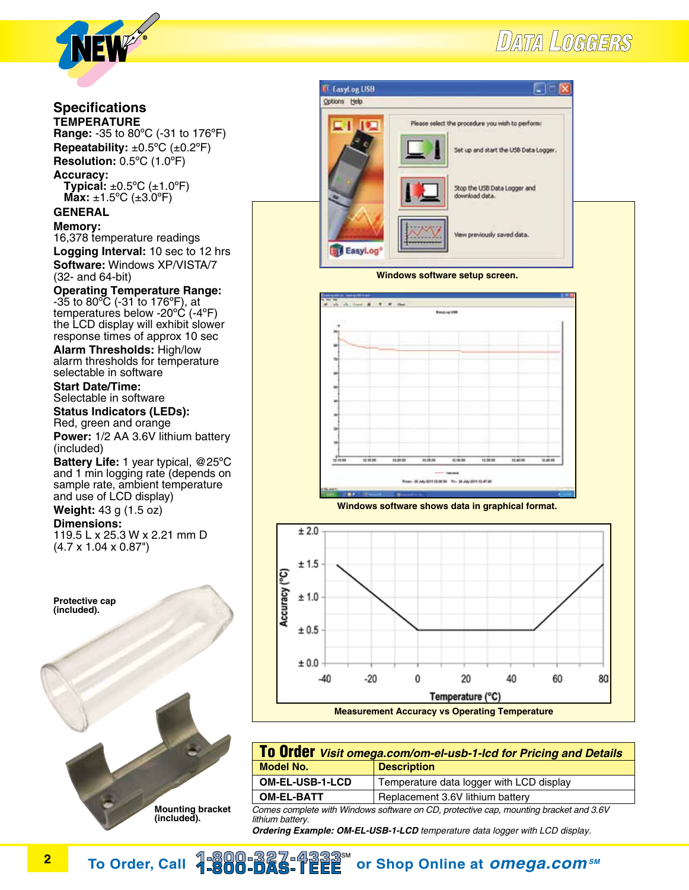# Data Loggers

## Specifications

**TEMPERATURE**

**Range:** -35 to 80°C (-31 to 176°F)

**Repeatability:** ±0.5°C (±0.2°F)

**Resolution:** 0.5°C (1.0°F)

**Accuracy:**
- **Typical:** ±0.5°C (±1.0°F)
- **Max:** ±1.5°C (±3.0°F)

**GENERAL**

**Memory:**
16,378 temperature readings

**Logging Interval:** 10 sec to 12 hrs

**Software:** Windows XP/VISTA/7 (32- and 64-bit)

**Operating Temperature Range:**
-35 to 80°C (-31 to 176°F), at temperatures below -20°C (-4°F) the LCD display will exhibit slower response times of approx 10 sec

**Alarm Thresholds:** High/low alarm thresholds for temperature selectable in software

**Start Date/Time:**
Selectable in software

**Status Indicators (LEDs):**
Red, green and orange

**Power:** 1/2 AA 3.6V lithium battery (included)

**Battery Life:** 1 year typical, @25°C and 1 min logging rate (depends on sample rate, ambient temperature and use of LCD display)

**Weight:** 43 g (1.5 oz)

**Dimensions:**
119.5 L x 25.3 W x 2.21 mm D
(4.7 x 1.04 x 0.87")

**Protective cap (included).**

**Mounting bracket (included).**

Please select the procedure you wish to perform:
Set up and start the USB Data Logger.
Stop the USB Data Logger and download data.
View previously saved data.

**Windows software setup screen.**

**Windows software shows data in graphical format.**

Accuracy (°C)
±2.0
±1.5
±1.0
±0.5
±0.0
-40 -20 0 20 40 60 80
Temperature (°C)

**Measurement Accuracy vs Operating Temperature**

## To Order *Visit omega.com/om-el-usb-1-lcd for Pricing and Details*

| Model No. | Description |
|---|---|
| OM-EL-USB-1-LCD | Temperature data logger with LCD display |
| OM-EL-BATT | Replacement 3.6V lithium battery |

*Comes complete with Windows software on CD, protective cap, mounting bracket and 3.6V lithium battery.*

***Ordering Example: OM-EL-USB-1-LCD** temperature data logger with LCD display.*